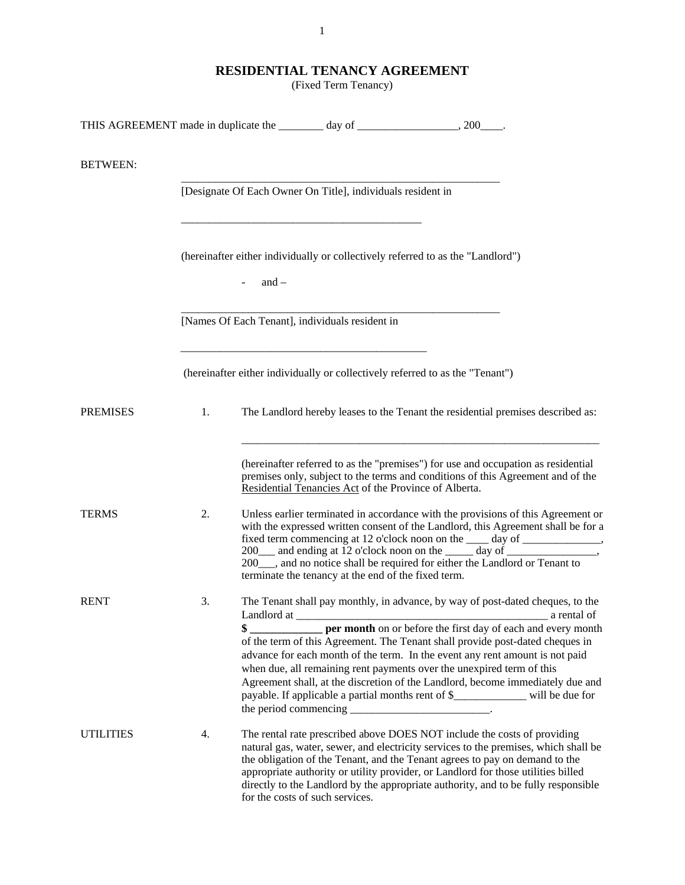# RESIDENTIAL TENANCY AGREEMENT

(Fixed Term Tenancy)

THIS AGREEMENT made in duplicate the ________ day of __________________, 200____.

BETWEEN:

____________________________________________________________
[Designate Of Each Owner On Title], individuals resident in

______________________________________________

(hereinafter either individually or collectively referred to as the "Landlord")

- and –

____________________________________________________________
[Names Of Each Tenant], individuals resident in

_______________________________________________

(hereinafter either individually or collectively referred to as the "Tenant")

PREMISES 1. The Landlord hereby leases to the Tenant the residential premises described as:

____________________________________________________________________

(hereinafter referred to as the "premises") for use and occupation as residential premises only, subject to the terms and conditions of this Agreement and of the Residential Tenancies Act of the Province of Alberta.

TERMS 2. Unless earlier terminated in accordance with the provisions of this Agreement or with the expressed written consent of the Landlord, this Agreement shall be for a fixed term commencing at 12 o'clock noon on the ____ day of ______________, 200___ and ending at 12 o'clock noon on the _____ day of ________________, 200___, and no notice shall be required for either the Landlord or Tenant to terminate the tenancy at the end of the fixed term.

RENT 3. The Tenant shall pay monthly, in advance, by way of post-dated cheques, to the Landlord at _______________________________________________ a rental of **$ _____________ per month** on or before the first day of each and every month of the term of this Agreement. The Tenant shall provide post-dated cheques in advance for each month of the term. In the event any rent amount is not paid when due, all remaining rent payments over the unexpired term of this Agreement shall, at the discretion of the Landlord, become immediately due and payable. If applicable a partial months rent of $_____________ will be due for the period commencing _________________________.

UTILITIES 4. The rental rate prescribed above DOES NOT include the costs of providing natural gas, water, sewer, and electricity services to the premises, which shall be the obligation of the Tenant, and the Tenant agrees to pay on demand to the appropriate authority or utility provider, or Landlord for those utilities billed directly to the Landlord by the appropriate authority, and to be fully responsible for the costs of such services.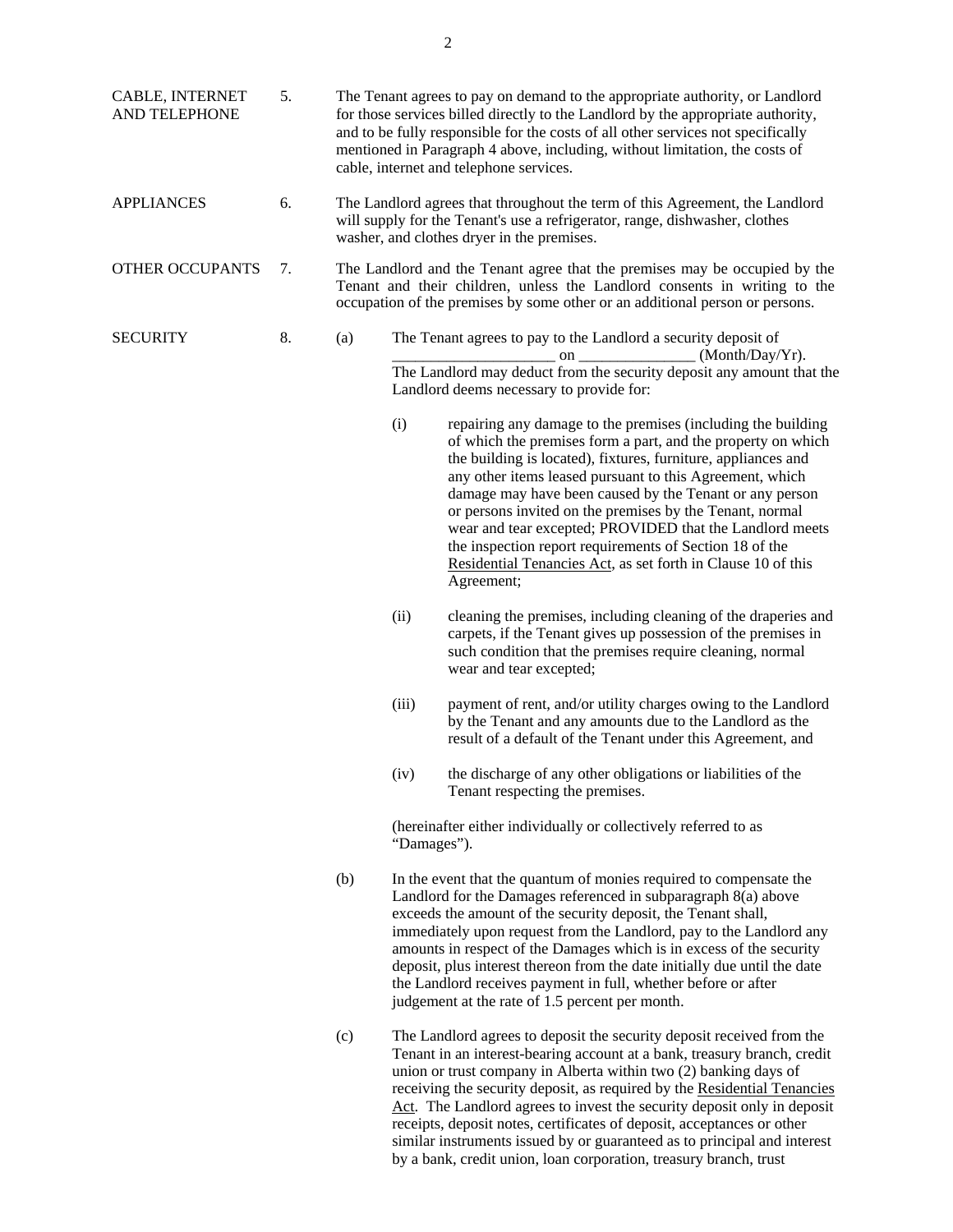**CABLE, INTERNET AND TELEPHONE**

5. The Tenant agrees to pay on demand to the appropriate authority, or Landlord for those services billed directly to the Landlord by the appropriate authority, and to be fully responsible for the costs of all other services not specifically mentioned in Paragraph 4 above, including, without limitation, the costs of cable, internet and telephone services.

**APPLIANCES**

6. The Landlord agrees that throughout the term of this Agreement, the Landlord will supply for the Tenant's use a refrigerator, range, dishwasher, clothes washer, and clothes dryer in the premises.

**OTHER OCCUPANTS**

7. The Landlord and the Tenant agree that the premises may be occupied by the Tenant and their children, unless the Landlord consents in writing to the occupation of the premises by some other or an additional person or persons.

**SECURITY**

8. (a) The Tenant agrees to pay to the Landlord a security deposit of ____________________ on ______________ (Month/Day/Yr). The Landlord may deduct from the security deposit any amount that the Landlord deems necessary to provide for:

   (i) repairing any damage to the premises (including the building of which the premises form a part, and the property on which the building is located), fixtures, furniture, appliances and any other items leased pursuant to this Agreement, which damage may have been caused by the Tenant or any person or persons invited on the premises by the Tenant, normal wear and tear excepted; PROVIDED that the Landlord meets the inspection report requirements of Section 18 of the <u>Residential Tenancies Act</u>, as set forth in Clause 10 of this Agreement;

   (ii) cleaning the premises, including cleaning of the draperies and carpets, if the Tenant gives up possession of the premises in such condition that the premises require cleaning, normal wear and tear excepted;

   (iii) payment of rent, and/or utility charges owing to the Landlord by the Tenant and any amounts due to the Landlord as the result of a default of the Tenant under this Agreement, and

   (iv) the discharge of any other obligations or liabilities of the Tenant respecting the premises.

   (hereinafter either individually or collectively referred to as "Damages").

(b) In the event that the quantum of monies required to compensate the Landlord for the Damages referenced in subparagraph 8(a) above exceeds the amount of the security deposit, the Tenant shall, immediately upon request from the Landlord, pay to the Landlord any amounts in respect of the Damages which is in excess of the security deposit, plus interest thereon from the date initially due until the date the Landlord receives payment in full, whether before or after judgement at the rate of 1.5 percent per month.

(c) The Landlord agrees to deposit the security deposit received from the Tenant in an interest-bearing account at a bank, treasury branch, credit union or trust company in Alberta within two (2) banking days of receiving the security deposit, as required by the <u>Residential Tenancies Act</u>. The Landlord agrees to invest the security deposit only in deposit receipts, deposit notes, certificates of deposit, acceptances or other similar instruments issued by or guaranteed as to principal and interest by a bank, credit union, loan corporation, treasury branch, trust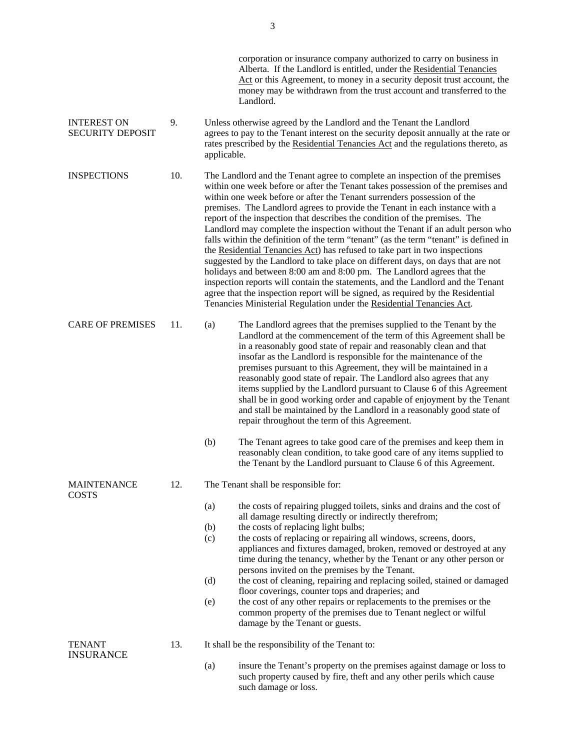corporation or insurance company authorized to carry on business in Alberta. If the Landlord is entitled, under the Residential Tenancies Act or this Agreement, to money in a security deposit trust account, the money may be withdrawn from the trust account and transferred to the Landlord.

**INTEREST ON SECURITY DEPOSIT**

9. Unless otherwise agreed by the Landlord and the Tenant the Landlord agrees to pay to the Tenant interest on the security deposit annually at the rate or rates prescribed by the Residential Tenancies Act and the regulations thereto, as applicable.

**INSPECTIONS**

10. The Landlord and the Tenant agree to complete an inspection of the premises within one week before or after the Tenant takes possession of the premises and within one week before or after the Tenant surrenders possession of the premises. The Landlord agrees to provide the Tenant in each instance with a report of the inspection that describes the condition of the premises. The Landlord may complete the inspection without the Tenant if an adult person who falls within the definition of the term "tenant" (as the term "tenant" is defined in the Residential Tenancies Act) has refused to take part in two inspections suggested by the Landlord to take place on different days, on days that are not holidays and between 8:00 am and 8:00 pm. The Landlord agrees that the inspection reports will contain the statements, and the Landlord and the Tenant agree that the inspection report will be signed, as required by the Residential Tenancies Ministerial Regulation under the Residential Tenancies Act.

**CARE OF PREMISES**

11. (a) The Landlord agrees that the premises supplied to the Tenant by the Landlord at the commencement of the term of this Agreement shall be in a reasonably good state of repair and reasonably clean and that insofar as the Landlord is responsible for the maintenance of the premises pursuant to this Agreement, they will be maintained in a reasonably good state of repair. The Landlord also agrees that any items supplied by the Landlord pursuant to Clause 6 of this Agreement shall be in good working order and capable of enjoyment by the Tenant and stall be maintained by the Landlord in a reasonably good state of repair throughout the term of this Agreement.

(b) The Tenant agrees to take good care of the premises and keep them in reasonably clean condition, to take good care of any items supplied to the Tenant by the Landlord pursuant to Clause 6 of this Agreement.

**MAINTENANCE COSTS**

12. The Tenant shall be responsible for:

(a) the costs of repairing plugged toilets, sinks and drains and the cost of all damage resulting directly or indirectly therefrom;
(b) the costs of replacing light bulbs;
(c) the costs of replacing or repairing all windows, screens, doors, appliances and fixtures damaged, broken, removed or destroyed at any time during the tenancy, whether by the Tenant or any other person or persons invited on the premises by the Tenant.
(d) the cost of cleaning, repairing and replacing soiled, stained or damaged floor coverings, counter tops and draperies; and
(e) the cost of any other repairs or replacements to the premises or the common property of the premises due to Tenant neglect or wilful damage by the Tenant or guests.

**TENANT INSURANCE**

13. It shall be the responsibility of the Tenant to:

(a) insure the Tenant's property on the premises against damage or loss to such property caused by fire, theft and any other perils which cause such damage or loss.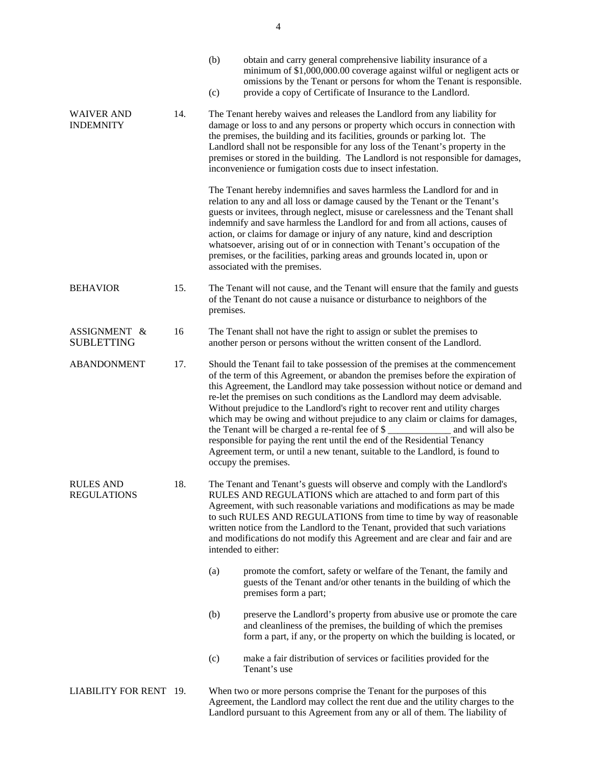(b) obtain and carry general comprehensive liability insurance of a minimum of $1,000,000.00 coverage against wilful or negligent acts or omissions by the Tenant or persons for whom the Tenant is responsible.

(c) provide a copy of Certificate of Insurance to the Landlord.

**WAIVER AND INDEMNITY**

14. The Tenant hereby waives and releases the Landlord from any liability for damage or loss to and any persons or property which occurs in connection with the premises, the building and its facilities, grounds or parking lot. The Landlord shall not be responsible for any loss of the Tenant's property in the premises or stored in the building. The Landlord is not responsible for damages, inconvenience or fumigation costs due to insect infestation.

The Tenant hereby indemnifies and saves harmless the Landlord for and in relation to any and all loss or damage caused by the Tenant or the Tenant's guests or invitees, through neglect, misuse or carelessness and the Tenant shall indemnify and save harmless the Landlord for and from all actions, causes of action, or claims for damage or injury of any nature, kind and description whatsoever, arising out of or in connection with Tenant's occupation of the premises, or the facilities, parking areas and grounds located in, upon or associated with the premises.

**BEHAVIOR**

15. The Tenant will not cause, and the Tenant will ensure that the family and guests of the Tenant do not cause a nuisance or disturbance to neighbors of the premises.

**ASSIGNMENT & SUBLETTING**

16 The Tenant shall not have the right to assign or sublet the premises to another person or persons without the written consent of the Landlord.

**ABANDONMENT**

17. Should the Tenant fail to take possession of the premises at the commencement of the term of this Agreement, or abandon the premises before the expiration of this Agreement, the Landlord may take possession without notice or demand and re-let the premises on such conditions as the Landlord may deem advisable. Without prejudice to the Landlord's right to recover rent and utility charges which may be owing and without prejudice to any claim or claims for damages, the Tenant will be charged a re-rental fee of $ _____________ and will also be responsible for paying the rent until the end of the Residential Tenancy Agreement term, or until a new tenant, suitable to the Landlord, is found to occupy the premises.

**RULES AND REGULATIONS**

18. The Tenant and Tenant's guests will observe and comply with the Landlord's RULES AND REGULATIONS which are attached to and form part of this Agreement, with such reasonable variations and modifications as may be made to such RULES AND REGULATIONS from time to time by way of reasonable written notice from the Landlord to the Tenant, provided that such variations and modifications do not modify this Agreement and are clear and fair and are intended to either:

(a) promote the comfort, safety or welfare of the Tenant, the family and guests of the Tenant and/or other tenants in the building of which the premises form a part;

(b) preserve the Landlord's property from abusive use or promote the care and cleanliness of the premises, the building of which the premises form a part, if any, or the property on which the building is located, or

(c) make a fair distribution of services or facilities provided for the Tenant's use

**LIABILITY FOR RENT**

19. When two or more persons comprise the Tenant for the purposes of this Agreement, the Landlord may collect the rent due and the utility charges to the Landlord pursuant to this Agreement from any or all of them. The liability of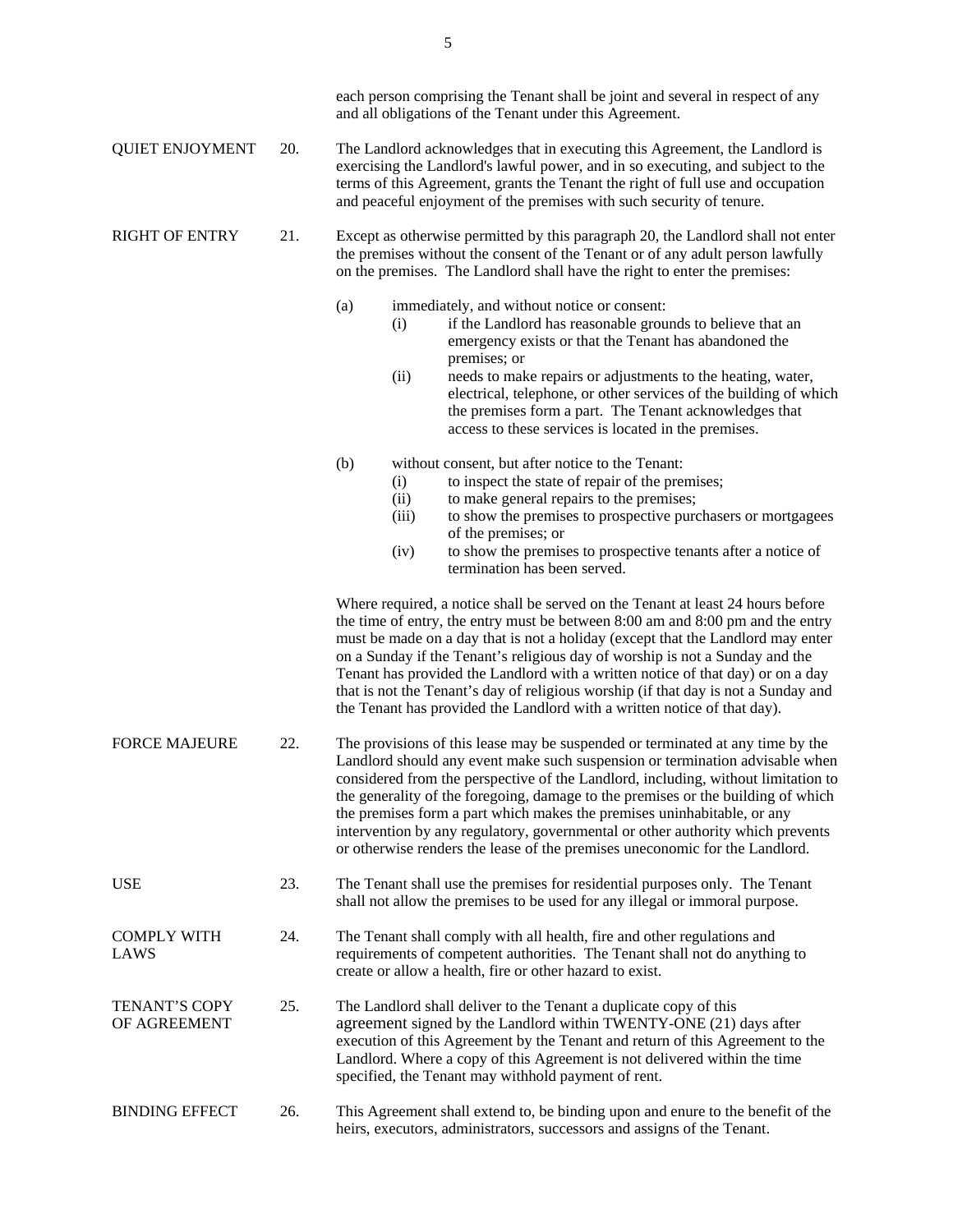each person comprising the Tenant shall be joint and several in respect of any and all obligations of the Tenant under this Agreement.

**QUIET ENJOYMENT** 20. The Landlord acknowledges that in executing this Agreement, the Landlord is exercising the Landlord's lawful power, and in so executing, and subject to the terms of this Agreement, grants the Tenant the right of full use and occupation and peaceful enjoyment of the premises with such security of tenure.

**RIGHT OF ENTRY** 21. Except as otherwise permitted by this paragraph 20, the Landlord shall not enter the premises without the consent of the Tenant or of any adult person lawfully on the premises. The Landlord shall have the right to enter the premises:

(a) immediately, and without notice or consent:
   (i) if the Landlord has reasonable grounds to believe that an emergency exists or that the Tenant has abandoned the premises; or
   (ii) needs to make repairs or adjustments to the heating, water, electrical, telephone, or other services of the building of which the premises form a part. The Tenant acknowledges that access to these services is located in the premises.

(b) without consent, but after notice to the Tenant:
   (i) to inspect the state of repair of the premises;
   (ii) to make general repairs to the premises;
   (iii) to show the premises to prospective purchasers or mortgagees of the premises; or
   (iv) to show the premises to prospective tenants after a notice of termination has been served.

Where required, a notice shall be served on the Tenant at least 24 hours before the time of entry, the entry must be between 8:00 am and 8:00 pm and the entry must be made on a day that is not a holiday (except that the Landlord may enter on a Sunday if the Tenant's religious day of worship is not a Sunday and the Tenant has provided the Landlord with a written notice of that day) or on a day that is not the Tenant's day of religious worship (if that day is not a Sunday and the Tenant has provided the Landlord with a written notice of that day).

**FORCE MAJEURE** 22. The provisions of this lease may be suspended or terminated at any time by the Landlord should any event make such suspension or termination advisable when considered from the perspective of the Landlord, including, without limitation to the generality of the foregoing, damage to the premises or the building of which the premises form a part which makes the premises uninhabitable, or any intervention by any regulatory, governmental or other authority which prevents or otherwise renders the lease of the premises uneconomic for the Landlord.

**USE** 23. The Tenant shall use the premises for residential purposes only. The Tenant shall not allow the premises to be used for any illegal or immoral purpose.

**COMPLY WITH LAWS** 24. The Tenant shall comply with all health, fire and other regulations and requirements of competent authorities. The Tenant shall not do anything to create or allow a health, fire or other hazard to exist.

**TENANT'S COPY OF AGREEMENT** 25. The Landlord shall deliver to the Tenant a duplicate copy of this agreement signed by the Landlord within TWENTY-ONE (21) days after execution of this Agreement by the Tenant and return of this Agreement to the Landlord. Where a copy of this Agreement is not delivered within the time specified, the Tenant may withhold payment of rent.

**BINDING EFFECT** 26. This Agreement shall extend to, be binding upon and enure to the benefit of the heirs, executors, administrators, successors and assigns of the Tenant.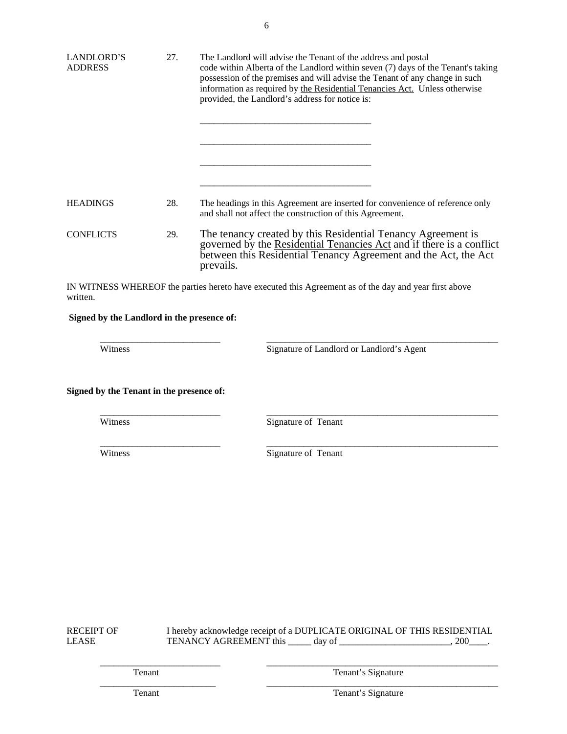**LANDLORD'S ADDRESS**

27. The Landlord will advise the Tenant of the address and postal code within Alberta of the Landlord within seven (7) days of the Tenant's taking possession of the premises and will advise the Tenant of any change in such information as required by the Residential Tenancies Act. Unless otherwise provided, the Landlord's address for notice is:

_____________________________________

_____________________________________

_____________________________________

_____________________________________

**HEADINGS**

28. The headings in this Agreement are inserted for convenience of reference only and shall not affect the construction of this Agreement.

**CONFLICTS**

29. The tenancy created by this Residential Tenancy Agreement is governed by the Residential Tenancies Act and if there is a conflict between this Residential Tenancy Agreement and the Act, the Act prevails.

IN WITNESS WHEREOF the parties hereto have executed this Agreement as of the day and year first above written.

**Signed by the Landlord in the presence of:**

| ___________________________ | _____________________________________________________ |
|---|---|
| Witness | Signature of Landlord or Landlord's Agent |

**Signed by the Tenant in the presence of:**

| ___________________________ | _____________________________________________________ |
|---|---|
| Witness | Signature of Tenant |
| ___________________________ | _____________________________________________________ |
| Witness | Signature of Tenant |

**RECEIPT OF LEASE**

I hereby acknowledge receipt of a DUPLICATE ORIGINAL OF THIS RESIDENTIAL TENANCY AGREEMENT this _____ day of ________________________, 200____.

| ___________________________ | _____________________________________________________ |
|---|---|
| Tenant | Tenant's Signature |
| ___________________________ | _____________________________________________________ |
| Tenant | Tenant's Signature |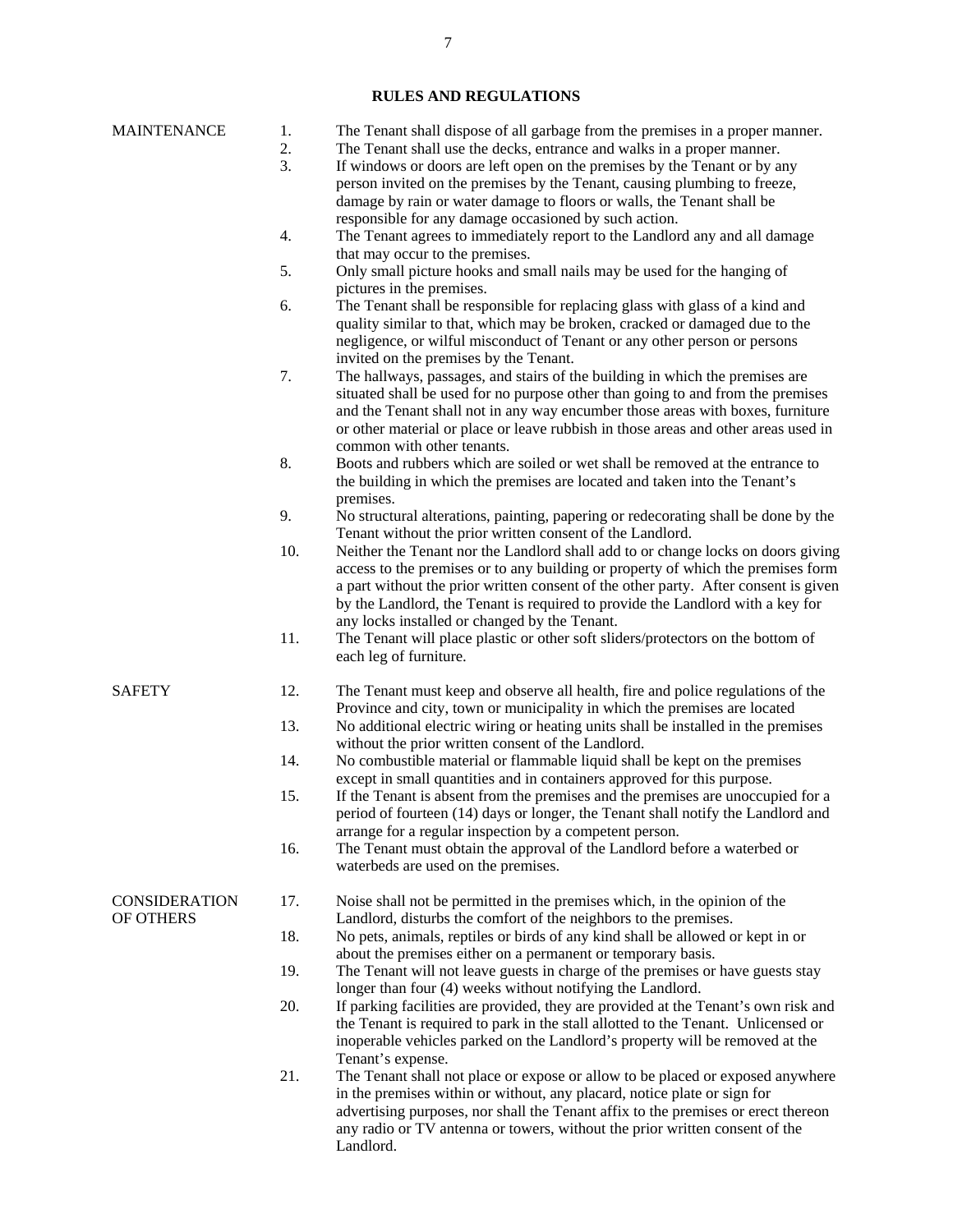## RULES AND REGULATIONS

### MAINTENANCE

1. The Tenant shall dispose of all garbage from the premises in a proper manner.
2. The Tenant shall use the decks, entrance and walks in a proper manner.
3. If windows or doors are left open on the premises by the Tenant or by any person invited on the premises by the Tenant, causing plumbing to freeze, damage by rain or water damage to floors or walls, the Tenant shall be responsible for any damage occasioned by such action.
4. The Tenant agrees to immediately report to the Landlord any and all damage that may occur to the premises.
5. Only small picture hooks and small nails may be used for the hanging of pictures in the premises.
6. The Tenant shall be responsible for replacing glass with glass of a kind and quality similar to that, which may be broken, cracked or damaged due to the negligence, or wilful misconduct of Tenant or any other person or persons invited on the premises by the Tenant.
7. The hallways, passages, and stairs of the building in which the premises are situated shall be used for no purpose other than going to and from the premises and the Tenant shall not in any way encumber those areas with boxes, furniture or other material or place or leave rubbish in those areas and other areas used in common with other tenants.
8. Boots and rubbers which are soiled or wet shall be removed at the entrance to the building in which the premises are located and taken into the Tenant's premises.
9. No structural alterations, painting, papering or redecorating shall be done by the Tenant without the prior written consent of the Landlord.
10. Neither the Tenant nor the Landlord shall add to or change locks on doors giving access to the premises or to any building or property of which the premises form a part without the prior written consent of the other party. After consent is given by the Landlord, the Tenant is required to provide the Landlord with a key for any locks installed or changed by the Tenant.
11. The Tenant will place plastic or other soft sliders/protectors on the bottom of each leg of furniture.

### SAFETY

12. The Tenant must keep and observe all health, fire and police regulations of the Province and city, town or municipality in which the premises are located
13. No additional electric wiring or heating units shall be installed in the premises without the prior written consent of the Landlord.
14. No combustible material or flammable liquid shall be kept on the premises except in small quantities and in containers approved for this purpose.
15. If the Tenant is absent from the premises and the premises are unoccupied for a period of fourteen (14) days or longer, the Tenant shall notify the Landlord and arrange for a regular inspection by a competent person.
16. The Tenant must obtain the approval of the Landlord before a waterbed or waterbeds are used on the premises.

### CONSIDERATION OF OTHERS

17. Noise shall not be permitted in the premises which, in the opinion of the Landlord, disturbs the comfort of the neighbors to the premises.
18. No pets, animals, reptiles or birds of any kind shall be allowed or kept in or about the premises either on a permanent or temporary basis.
19. The Tenant will not leave guests in charge of the premises or have guests stay longer than four (4) weeks without notifying the Landlord.
20. If parking facilities are provided, they are provided at the Tenant's own risk and the Tenant is required to park in the stall allotted to the Tenant. Unlicensed or inoperable vehicles parked on the Landlord's property will be removed at the Tenant's expense.
21. The Tenant shall not place or expose or allow to be placed or exposed anywhere in the premises within or without, any placard, notice plate or sign for advertising purposes, nor shall the Tenant affix to the premises or erect thereon any radio or TV antenna or towers, without the prior written consent of the Landlord.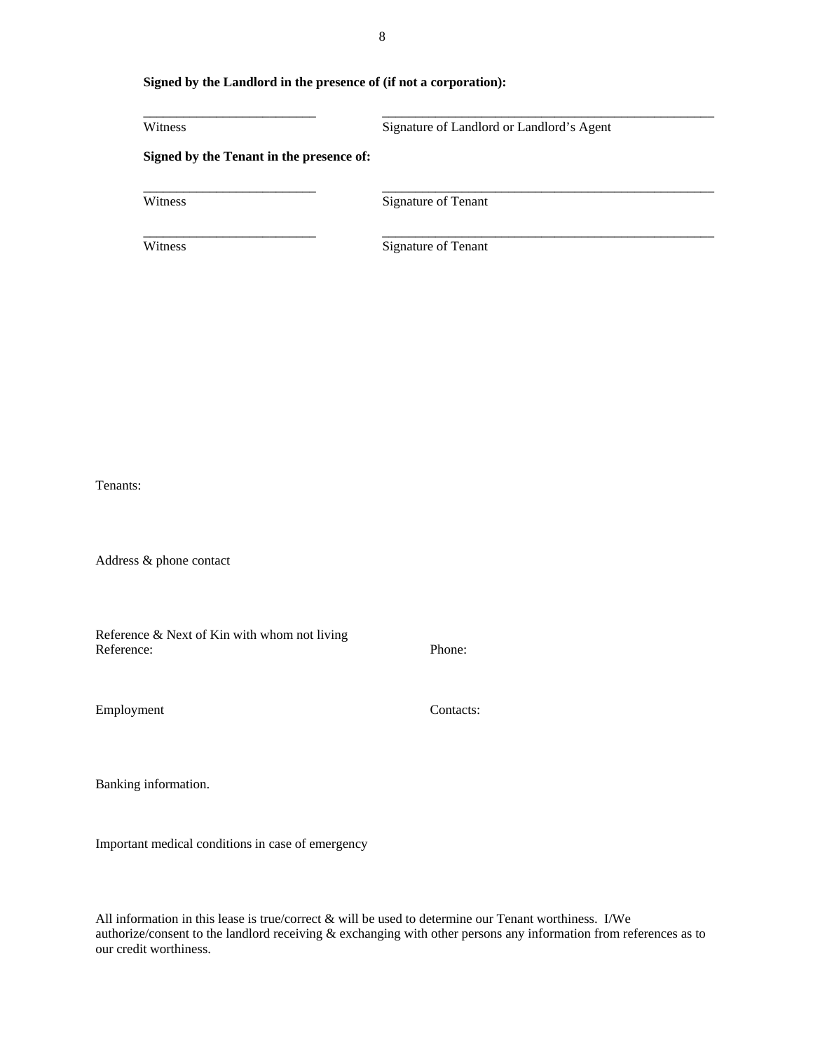**Signed by the Landlord in the presence of (if not a corporation):**

| | |
|---|---|
| ___________________________ | ____________________________________________________ |
| Witness | Signature of Landlord or Landlord's Agent |

**Signed by the Tenant in the presence of:**

| | |
|---|---|
| ___________________________ | ____________________________________________________ |
| Witness | Signature of Tenant |
| ___________________________ | ____________________________________________________ |
| Witness | Signature of Tenant |

Tenants:

Address & phone contact

Reference & Next of Kin with whom not living

Reference: Phone:

Employment Contacts:

Banking information.

Important medical conditions in case of emergency

All information in this lease is true/correct & will be used to determine our Tenant worthiness. I/We authorize/consent to the landlord receiving & exchanging with other persons any information from references as to our credit worthiness.